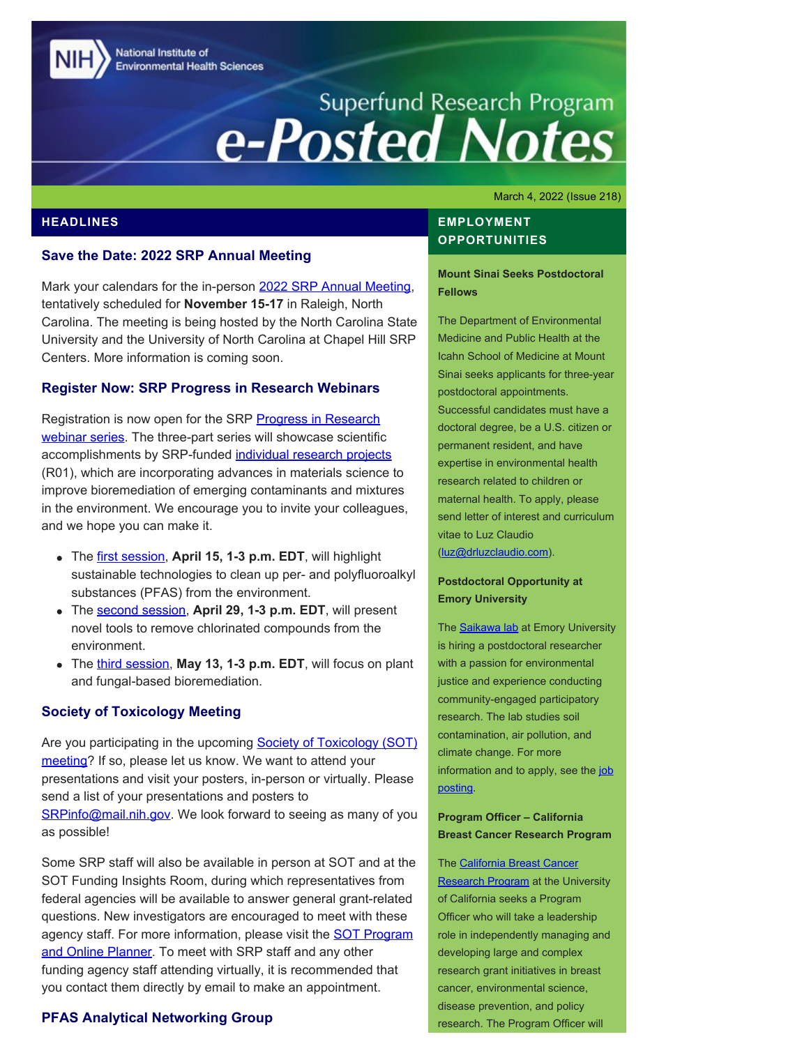# Superfund Research Program e-Posted Notes

March 4, 2022 (Issue 218)

## HEADLINES

### Save the Date: 2022 SRP Annual Meeting

Mark your calendars for the in-person 2022 SRP Annual Meeting, tentatively scheduled for **November 15-17** in Raleigh, North Carolina. The meeting is being hosted by the North Carolina State University and the University of North Carolina at Chapel Hill SRP Centers. More information is coming soon.

### Register Now: SRP Progress in Research Webinars

Registration is now open for the SRP Progress in Research webinar series. The three-part series will showcase scientific accomplishments by SRP-funded individual research projects (R01), which are incorporating advances in materials science to improve bioremediation of emerging contaminants and mixtures in the environment. We encourage you to invite your colleagues, and we hope you can make it.

- The first session, **April 15, 1-3 p.m. EDT**, will highlight sustainable technologies to clean up per- and polyfluoroalkyl substances (PFAS) from the environment.
- The second session, **April 29, 1-3 p.m. EDT**, will present novel tools to remove chlorinated compounds from the environment.
- The third session, **May 13, 1-3 p.m. EDT**, will focus on plant and fungal-based bioremediation.

### Society of Toxicology Meeting

Are you participating in the upcoming Society of Toxicology (SOT) meeting? If so, please let us know. We want to attend your presentations and visit your posters, in-person or virtually. Please send a list of your presentations and posters to SRPinfo@mail.nih.gov. We look forward to seeing as many of you as possible!

Some SRP staff will also be available in person at SOT and at the SOT Funding Insights Room, during which representatives from federal agencies will be available to answer general grant-related questions. New investigators are encouraged to meet with these agency staff. For more information, please visit the SOT Program and Online Planner. To meet with SRP staff and any other funding agency staff attending virtually, it is recommended that you contact them directly by email to make an appointment.

### PFAS Analytical Networking Group

## EMPLOYMENT OPPORTUNITIES

**Mount Sinai Seeks Postdoctoral Fellows**

The Department of Environmental Medicine and Public Health at the Icahn School of Medicine at Mount Sinai seeks applicants for three-year postdoctoral appointments. Successful candidates must have a doctoral degree, be a U.S. citizen or permanent resident, and have expertise in environmental health research related to children or maternal health. To apply, please send letter of interest and curriculum vitae to Luz Claudio (luz@drluzclaudio.com).

**Postdoctoral Opportunity at Emory University**

The Saikawa lab at Emory University is hiring a postdoctoral researcher with a passion for environmental justice and experience conducting community-engaged participatory research. The lab studies soil contamination, air pollution, and climate change. For more information and to apply, see the job posting.

**Program Officer – California Breast Cancer Research Program**

The California Breast Cancer Research Program at the University of California seeks a Program Officer who will take a leadership role in independently managing and developing large and complex research grant initiatives in breast cancer, environmental science, disease prevention, and policy research. The Program Officer will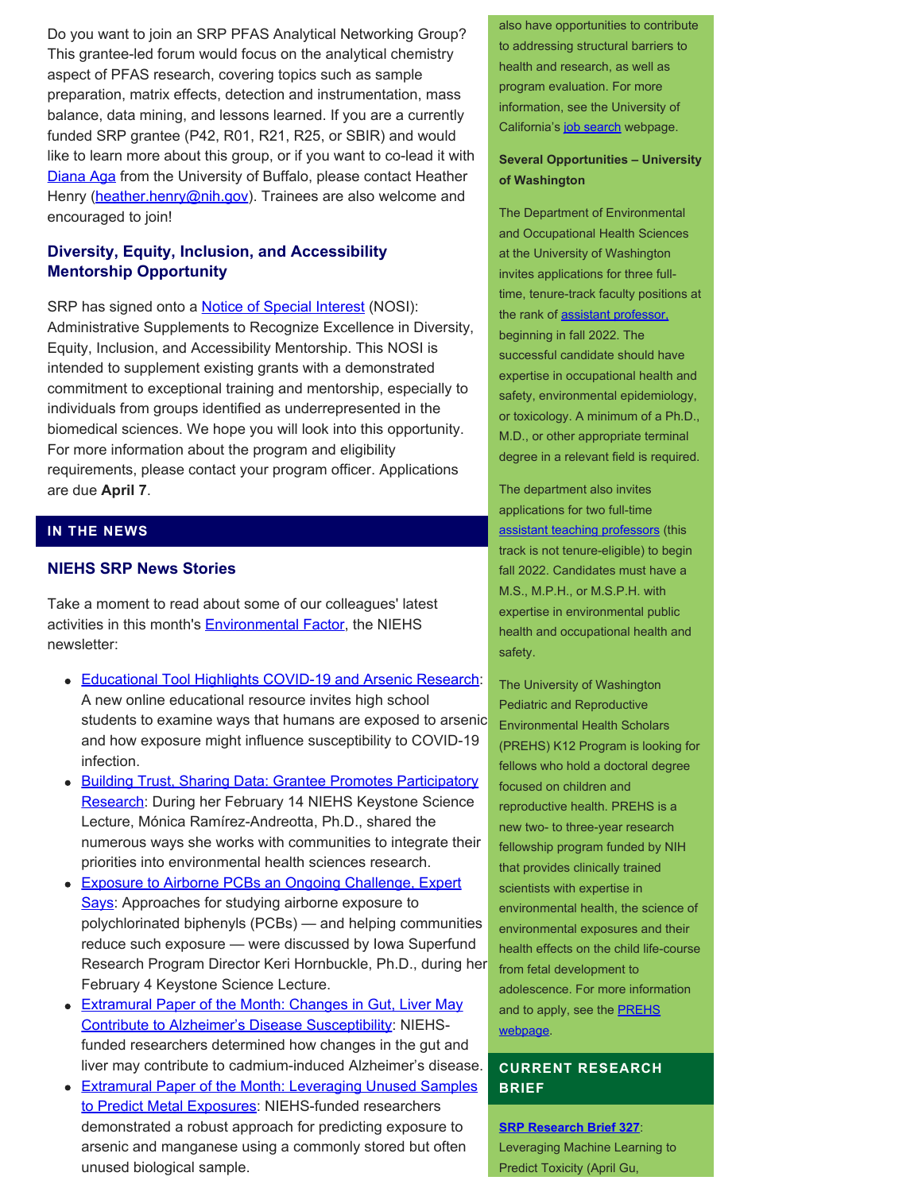Do you want to join an SRP PFAS Analytical Networking Group? This grantee-led forum would focus on the analytical chemistry aspect of PFAS research, covering topics such as sample preparation, matrix effects, detection and instrumentation, mass balance, data mining, and lessons learned. If you are a currently funded SRP grantee (P42, R01, R21, R25, or SBIR) and would like to learn more about this group, or if you want to co-lead it with Diana Aga from the University of Buffalo, please contact Heather Henry (heather.henry@nih.gov). Trainees are also welcome and encouraged to join!

### Diversity, Equity, Inclusion, and Accessibility Mentorship Opportunity

SRP has signed onto a Notice of Special Interest (NOSI): Administrative Supplements to Recognize Excellence in Diversity, Equity, Inclusion, and Accessibility Mentorship. This NOSI is intended to supplement existing grants with a demonstrated commitment to exceptional training and mentorship, especially to individuals from groups identified as underrepresented in the biomedical sciences. We hope you will look into this opportunity. For more information about the program and eligibility requirements, please contact your program officer. Applications are due **April 7**.

## IN THE NEWS

### NIEHS SRP News Stories

Take a moment to read about some of our colleagues' latest activities in this month's Environmental Factor, the NIEHS newsletter:

- Educational Tool Highlights COVID-19 and Arsenic Research: A new online educational resource invites high school students to examine ways that humans are exposed to arsenic and how exposure might influence susceptibility to COVID-19 infection.
- Building Trust, Sharing Data: Grantee Promotes Participatory Research: During her February 14 NIEHS Keystone Science Lecture, Mónica Ramírez-Andreotta, Ph.D., shared the numerous ways she works with communities to integrate their priorities into environmental health sciences research.
- Exposure to Airborne PCBs an Ongoing Challenge, Expert Says: Approaches for studying airborne exposure to polychlorinated biphenyls (PCBs) — and helping communities reduce such exposure — were discussed by Iowa Superfund Research Program Director Keri Hornbuckle, Ph.D., during her February 4 Keystone Science Lecture.
- Extramural Paper of the Month: Changes in Gut, Liver May Contribute to Alzheimer's Disease Susceptibility: NIEHS-funded researchers determined how changes in the gut and liver may contribute to cadmium-induced Alzheimer's disease.
- Extramural Paper of the Month: Leveraging Unused Samples to Predict Metal Exposures: NIEHS-funded researchers demonstrated a robust approach for predicting exposure to arsenic and manganese using a commonly stored but often unused biological sample.

also have opportunities to contribute to addressing structural barriers to health and research, as well as program evaluation. For more information, see the University of California's job search webpage.

**Several Opportunities – University of Washington**

The Department of Environmental and Occupational Health Sciences at the University of Washington invites applications for three full-time, tenure-track faculty positions at the rank of assistant professor, beginning in fall 2022. The successful candidate should have expertise in occupational health and safety, environmental epidemiology, or toxicology. A minimum of a Ph.D., M.D., or other appropriate terminal degree in a relevant field is required.

The department also invites applications for two full-time assistant teaching professors (this track is not tenure-eligible) to begin fall 2022. Candidates must have a M.S., M.P.H., or M.S.P.H. with expertise in environmental public health and occupational health and safety.

The University of Washington Pediatric and Reproductive Environmental Health Scholars (PREHS) K12 Program is looking for fellows who hold a doctoral degree focused on children and reproductive health. PREHS is a new two- to three-year research fellowship program funded by NIH that provides clinically trained scientists with expertise in environmental health, the science of environmental exposures and their health effects on the child life-course from fetal development to adolescence. For more information and to apply, see the PREHS webpage.

## CURRENT RESEARCH BRIEF

**SRP Research Brief 327**: Leveraging Machine Learning to Predict Toxicity (April Gu,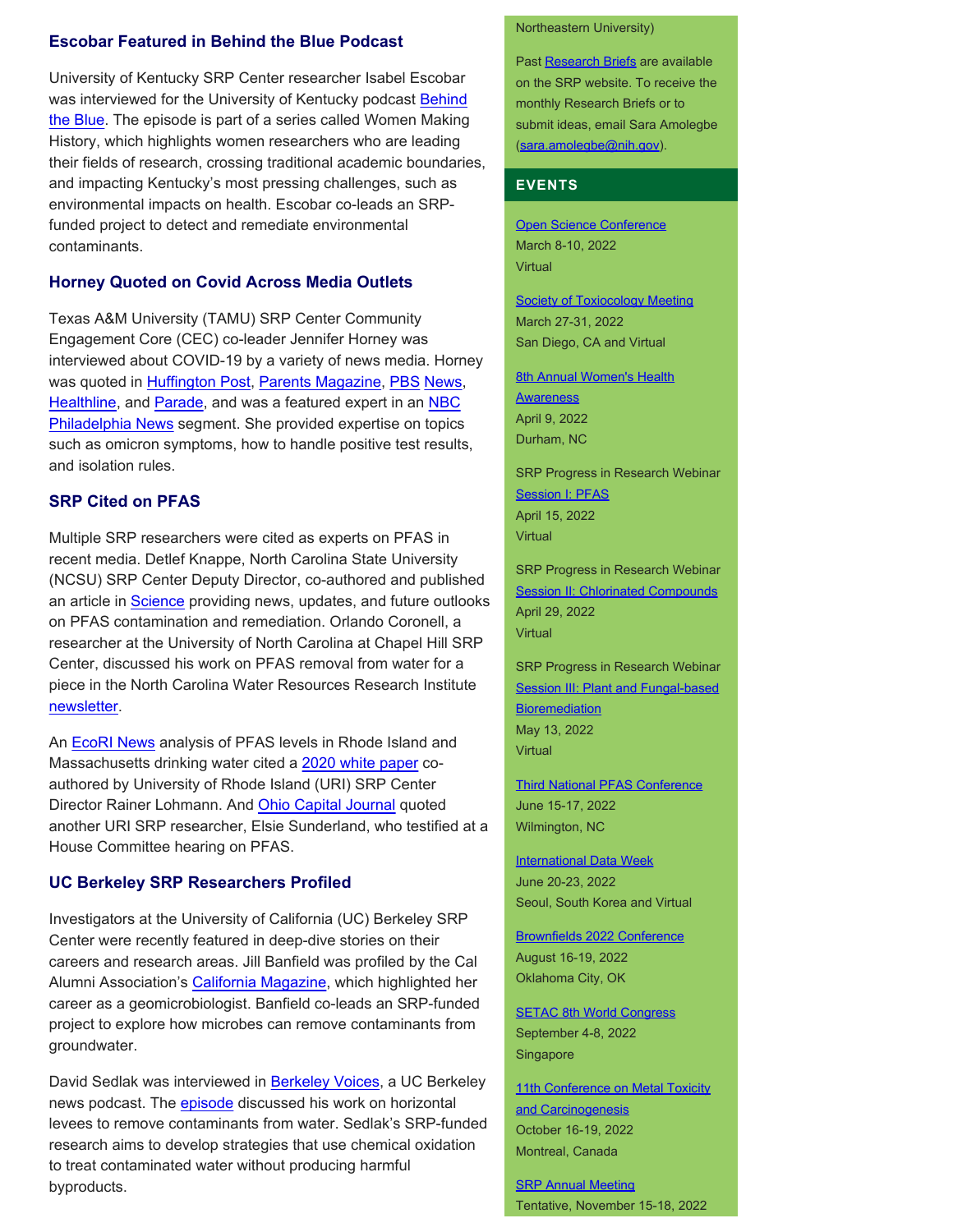### Escobar Featured in Behind the Blue Podcast

University of Kentucky SRP Center researcher Isabel Escobar was interviewed for the University of Kentucky podcast Behind the Blue. The episode is part of a series called Women Making History, which highlights women researchers who are leading their fields of research, crossing traditional academic boundaries, and impacting Kentucky's most pressing challenges, such as environmental impacts on health. Escobar co-leads an SRP-funded project to detect and remediate environmental contaminants.

### Horney Quoted on Covid Across Media Outlets

Texas A&M University (TAMU) SRP Center Community Engagement Core (CEC) co-leader Jennifer Horney was interviewed about COVID-19 by a variety of news media. Horney was quoted in Huffington Post, Parents Magazine, PBS News, Healthline, and Parade, and was a featured expert in an NBC Philadelphia News segment. She provided expertise on topics such as omicron symptoms, how to handle positive test results, and isolation rules.

### SRP Cited on PFAS

Multiple SRP researchers were cited as experts on PFAS in recent media. Detlef Knappe, North Carolina State University (NCSU) SRP Center Deputy Director, co-authored and published an article in Science providing news, updates, and future outlooks on PFAS contamination and remediation. Orlando Coronell, a researcher at the University of North Carolina at Chapel Hill SRP Center, discussed his work on PFAS removal from water for a piece in the North Carolina Water Resources Research Institute newsletter.

An EcoRI News analysis of PFAS levels in Rhode Island and Massachusetts drinking water cited a 2020 white paper co-authored by University of Rhode Island (URI) SRP Center Director Rainer Lohmann. And Ohio Capital Journal quoted another URI SRP researcher, Elsie Sunderland, who testified at a House Committee hearing on PFAS.

### UC Berkeley SRP Researchers Profiled

Investigators at the University of California (UC) Berkeley SRP Center were recently featured in deep-dive stories on their careers and research areas. Jill Banfield was profiled by the Cal Alumni Association's California Magazine, which highlighted her career as a geomicrobiologist. Banfield co-leads an SRP-funded project to explore how microbes can remove contaminants from groundwater.

David Sedlak was interviewed in Berkeley Voices, a UC Berkeley news podcast. The episode discussed his work on horizontal levees to remove contaminants from water. Sedlak's SRP-funded research aims to develop strategies that use chemical oxidation to treat contaminated water without producing harmful byproducts.

Northeastern University)

Past Research Briefs are available on the SRP website. To receive the monthly Research Briefs or to submit ideas, email Sara Amolegbe (sara.amolegbe@nih.gov).

## EVENTS

Open Science Conference
March 8-10, 2022
Virtual

Society of Toxicology Meeting
March 27-31, 2022
San Diego, CA and Virtual

8th Annual Women's Health Awareness
April 9, 2022
Durham, NC

SRP Progress in Research Webinar
Session I: PFAS
April 15, 2022
Virtual

SRP Progress in Research Webinar
Session II: Chlorinated Compounds
April 29, 2022
Virtual

SRP Progress in Research Webinar
Session III: Plant and Fungal-based Bioremediation
May 13, 2022
Virtual

Third National PFAS Conference
June 15-17, 2022
Wilmington, NC

International Data Week
June 20-23, 2022
Seoul, South Korea and Virtual

Brownfields 2022 Conference
August 16-19, 2022
Oklahoma City, OK

SETAC 8th World Congress
September 4-8, 2022
Singapore

11th Conference on Metal Toxicity and Carcinogenesis
October 16-19, 2022
Montreal, Canada

SRP Annual Meeting
Tentative, November 15-18, 2022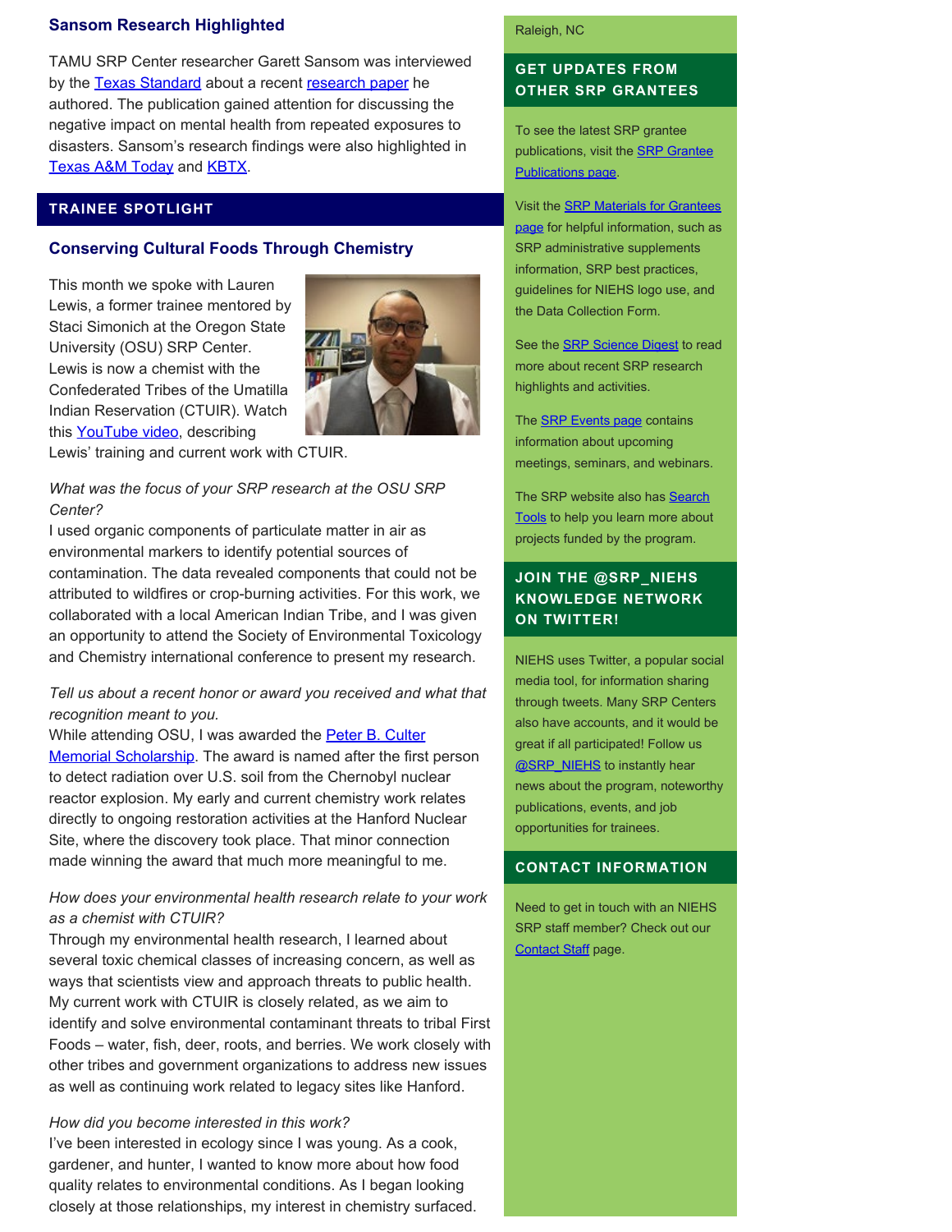### Sansom Research Highlighted

TAMU SRP Center researcher Garett Sansom was interviewed by the Texas Standard about a recent research paper he authored. The publication gained attention for discussing the negative impact on mental health from repeated exposures to disasters. Sansom's research findings were also highlighted in Texas A&M Today and KBTX.

## TRAINEE SPOTLIGHT

### Conserving Cultural Foods Through Chemistry

This month we spoke with Lauren Lewis, a former trainee mentored by Staci Simonich at the Oregon State University (OSU) SRP Center. Lewis is now a chemist with the Confederated Tribes of the Umatilla Indian Reservation (CTUIR). Watch this YouTube video, describing Lewis' training and current work with CTUIR.

*What was the focus of your SRP research at the OSU SRP Center?*
I used organic components of particulate matter in air as environmental markers to identify potential sources of contamination. The data revealed components that could not be attributed to wildfires or crop-burning activities. For this work, we collaborated with a local American Indian Tribe, and I was given an opportunity to attend the Society of Environmental Toxicology and Chemistry international conference to present my research.

*Tell us about a recent honor or award you received and what that recognition meant to you.*
While attending OSU, I was awarded the Peter B. Culter Memorial Scholarship. The award is named after the first person to detect radiation over U.S. soil from the Chernobyl nuclear reactor explosion. My early and current chemistry work relates directly to ongoing restoration activities at the Hanford Nuclear Site, where the discovery took place. That minor connection made winning the award that much more meaningful to me.

*How does your environmental health research relate to your work as a chemist with CTUIR?*
Through my environmental health research, I learned about several toxic chemical classes of increasing concern, as well as ways that scientists view and approach threats to public health. My current work with CTUIR is closely related, as we aim to identify and solve environmental contaminant threats to tribal First Foods – water, fish, deer, roots, and berries. We work closely with other tribes and government organizations to address new issues as well as continuing work related to legacy sites like Hanford.

*How did you become interested in this work?*
I've been interested in ecology since I was young. As a cook, gardener, and hunter, I wanted to know more about how food quality relates to environmental conditions. As I began looking closely at those relationships, my interest in chemistry surfaced.

Raleigh, NC

## GET UPDATES FROM OTHER SRP GRANTEES

To see the latest SRP grantee publications, visit the SRP Grantee Publications page.

Visit the SRP Materials for Grantees page for helpful information, such as SRP administrative supplements information, SRP best practices, guidelines for NIEHS logo use, and the Data Collection Form.

See the SRP Science Digest to read more about recent SRP research highlights and activities.

The SRP Events page contains information about upcoming meetings, seminars, and webinars.

The SRP website also has Search Tools to help you learn more about projects funded by the program.

## JOIN THE @SRP_NIEHS KNOWLEDGE NETWORK ON TWITTER!

NIEHS uses Twitter, a popular social media tool, for information sharing through tweets. Many SRP Centers also have accounts, and it would be great if all participated! Follow us @SRP_NIEHS to instantly hear news about the program, noteworthy publications, events, and job opportunities for trainees.

## CONTACT INFORMATION

Need to get in touch with an NIEHS SRP staff member? Check out our Contact Staff page.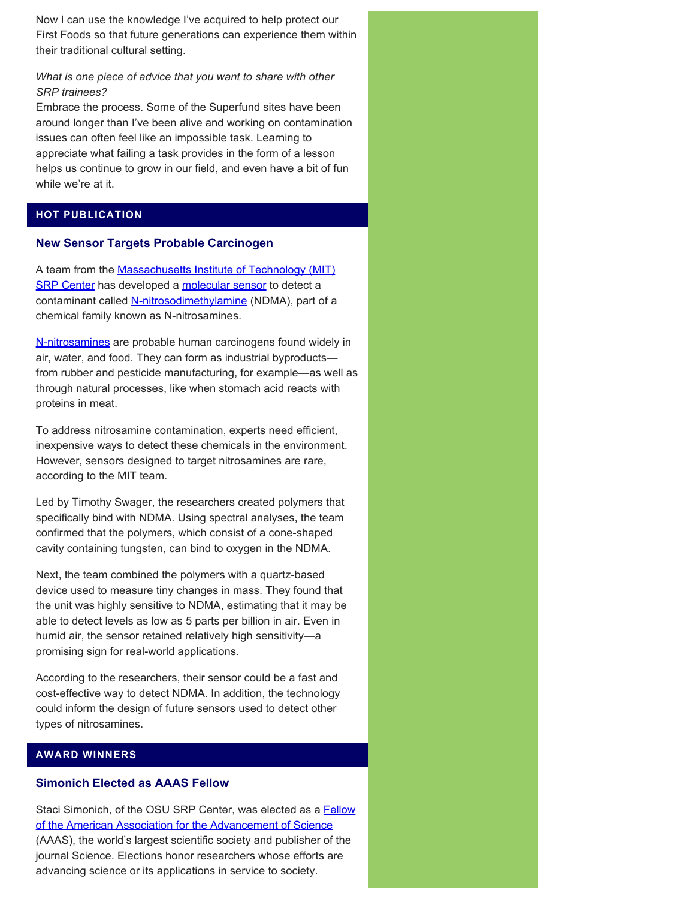Now I can use the knowledge I've acquired to help protect our First Foods so that future generations can experience them within their traditional cultural setting.

*What is one piece of advice that you want to share with other SRP trainees?*

Embrace the process. Some of the Superfund sites have been around longer than I've been alive and working on contamination issues can often feel like an impossible task. Learning to appreciate what failing a task provides in the form of a lesson helps us continue to grow in our field, and even have a bit of fun while we're at it.

## HOT PUBLICATION

### New Sensor Targets Probable Carcinogen

A team from the Massachusetts Institute of Technology (MIT) SRP Center has developed a molecular sensor to detect a contaminant called N-nitrosodimethylamine (NDMA), part of a chemical family known as N-nitrosamines.

N-nitrosamines are probable human carcinogens found widely in air, water, and food. They can form as industrial byproducts—from rubber and pesticide manufacturing, for example—as well as through natural processes, like when stomach acid reacts with proteins in meat.

To address nitrosamine contamination, experts need efficient, inexpensive ways to detect these chemicals in the environment. However, sensors designed to target nitrosamines are rare, according to the MIT team.

Led by Timothy Swager, the researchers created polymers that specifically bind with NDMA. Using spectral analyses, the team confirmed that the polymers, which consist of a cone-shaped cavity containing tungsten, can bind to oxygen in the NDMA.

Next, the team combined the polymers with a quartz-based device used to measure tiny changes in mass. They found that the unit was highly sensitive to NDMA, estimating that it may be able to detect levels as low as 5 parts per billion in air. Even in humid air, the sensor retained relatively high sensitivity—a promising sign for real-world applications.

According to the researchers, their sensor could be a fast and cost-effective way to detect NDMA. In addition, the technology could inform the design of future sensors used to detect other types of nitrosamines.

## AWARD WINNERS

### Simonich Elected as AAAS Fellow

Staci Simonich, of the OSU SRP Center, was elected as a Fellow of the American Association for the Advancement of Science (AAAS), the world's largest scientific society and publisher of the journal Science. Elections honor researchers whose efforts are advancing science or its applications in service to society.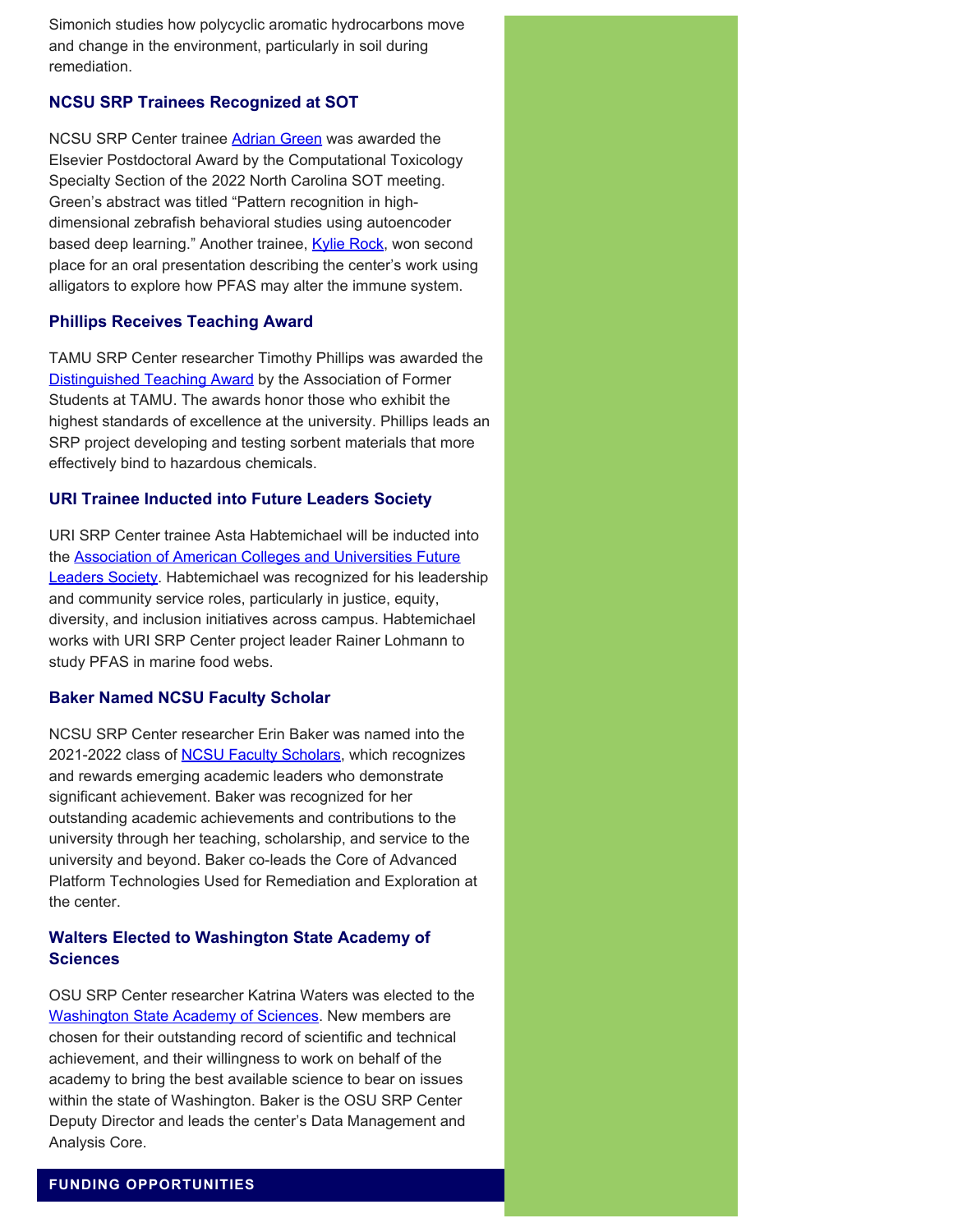Simonich studies how polycyclic aromatic hydrocarbons move and change in the environment, particularly in soil during remediation.

### NCSU SRP Trainees Recognized at SOT

NCSU SRP Center trainee Adrian Green was awarded the Elsevier Postdoctoral Award by the Computational Toxicology Specialty Section of the 2022 North Carolina SOT meeting. Green's abstract was titled "Pattern recognition in high-dimensional zebrafish behavioral studies using autoencoder based deep learning." Another trainee, Kylie Rock, won second place for an oral presentation describing the center's work using alligators to explore how PFAS may alter the immune system.

### Phillips Receives Teaching Award

TAMU SRP Center researcher Timothy Phillips was awarded the Distinguished Teaching Award by the Association of Former Students at TAMU. The awards honor those who exhibit the highest standards of excellence at the university. Phillips leads an SRP project developing and testing sorbent materials that more effectively bind to hazardous chemicals.

### URI Trainee Inducted into Future Leaders Society

URI SRP Center trainee Asta Habtemichael will be inducted into the Association of American Colleges and Universities Future Leaders Society. Habtemichael was recognized for his leadership and community service roles, particularly in justice, equity, diversity, and inclusion initiatives across campus. Habtemichael works with URI SRP Center project leader Rainer Lohmann to study PFAS in marine food webs.

### Baker Named NCSU Faculty Scholar

NCSU SRP Center researcher Erin Baker was named into the 2021-2022 class of NCSU Faculty Scholars, which recognizes and rewards emerging academic leaders who demonstrate significant achievement. Baker was recognized for her outstanding academic achievements and contributions to the university through her teaching, scholarship, and service to the university and beyond. Baker co-leads the Core of Advanced Platform Technologies Used for Remediation and Exploration at the center.

### Walters Elected to Washington State Academy of Sciences

OSU SRP Center researcher Katrina Waters was elected to the Washington State Academy of Sciences. New members are chosen for their outstanding record of scientific and technical achievement, and their willingness to work on behalf of the academy to bring the best available science to bear on issues within the state of Washington. Baker is the OSU SRP Center Deputy Director and leads the center's Data Management and Analysis Core.

## FUNDING OPPORTUNITIES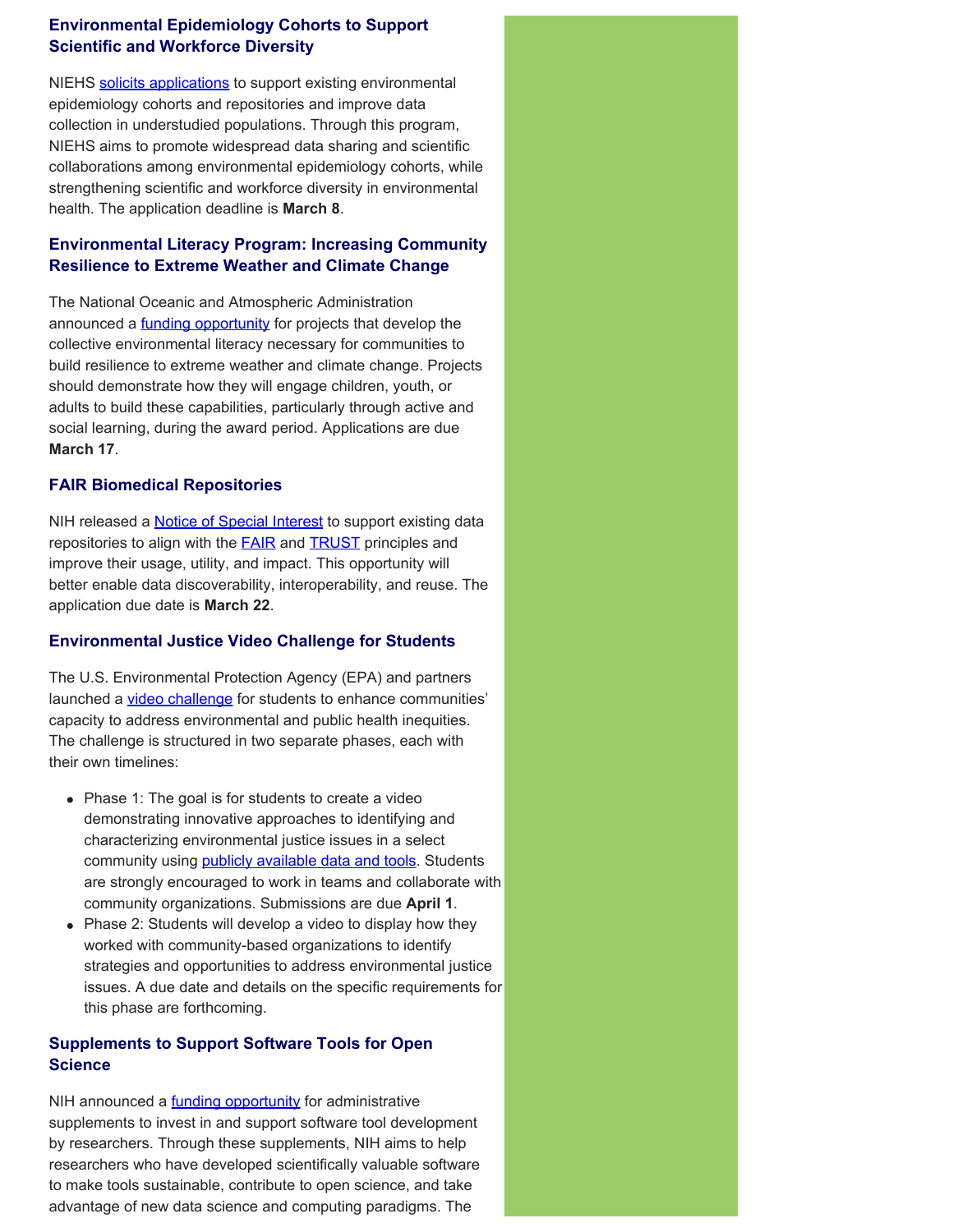### Environmental Epidemiology Cohorts to Support Scientific and Workforce Diversity

NIEHS solicits applications to support existing environmental epidemiology cohorts and repositories and improve data collection in understudied populations. Through this program, NIEHS aims to promote widespread data sharing and scientific collaborations among environmental epidemiology cohorts, while strengthening scientific and workforce diversity in environmental health. The application deadline is **March 8**.

### Environmental Literacy Program: Increasing Community Resilience to Extreme Weather and Climate Change

The National Oceanic and Atmospheric Administration announced a funding opportunity for projects that develop the collective environmental literacy necessary for communities to build resilience to extreme weather and climate change. Projects should demonstrate how they will engage children, youth, or adults to build these capabilities, particularly through active and social learning, during the award period. Applications are due **March 17**.

### FAIR Biomedical Repositories

NIH released a Notice of Special Interest to support existing data repositories to align with the FAIR and TRUST principles and improve their usage, utility, and impact. This opportunity will better enable data discoverability, interoperability, and reuse. The application due date is **March 22**.

### Environmental Justice Video Challenge for Students

The U.S. Environmental Protection Agency (EPA) and partners launched a video challenge for students to enhance communities' capacity to address environmental and public health inequities. The challenge is structured in two separate phases, each with their own timelines:

- Phase 1: The goal is for students to create a video demonstrating innovative approaches to identifying and characterizing environmental justice issues in a select community using publicly available data and tools. Students are strongly encouraged to work in teams and collaborate with community organizations. Submissions are due **April 1**.
- Phase 2: Students will develop a video to display how they worked with community-based organizations to identify strategies and opportunities to address environmental justice issues. A due date and details on the specific requirements for this phase are forthcoming.

### Supplements to Support Software Tools for Open Science

NIH announced a funding opportunity for administrative supplements to invest in and support software tool development by researchers. Through these supplements, NIH aims to help researchers who have developed scientifically valuable software to make tools sustainable, contribute to open science, and take advantage of new data science and computing paradigms. The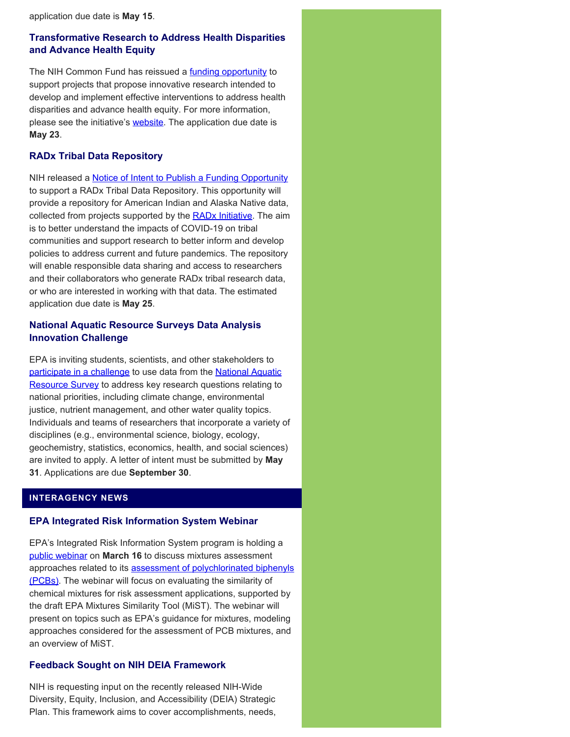application due date is **May 15**.

### Transformative Research to Address Health Disparities and Advance Health Equity

The NIH Common Fund has reissued a funding opportunity to support projects that propose innovative research intended to develop and implement effective interventions to address health disparities and advance health equity. For more information, please see the initiative's website. The application due date is **May 23**.

### RADx Tribal Data Repository

NIH released a Notice of Intent to Publish a Funding Opportunity to support a RADx Tribal Data Repository. This opportunity will provide a repository for American Indian and Alaska Native data, collected from projects supported by the RADx Initiative. The aim is to better understand the impacts of COVID-19 on tribal communities and support research to better inform and develop policies to address current and future pandemics. The repository will enable responsible data sharing and access to researchers and their collaborators who generate RADx tribal research data, or who are interested in working with that data. The estimated application due date is **May 25**.

### National Aquatic Resource Surveys Data Analysis Innovation Challenge

EPA is inviting students, scientists, and other stakeholders to participate in a challenge to use data from the National Aquatic Resource Survey to address key research questions relating to national priorities, including climate change, environmental justice, nutrient management, and other water quality topics. Individuals and teams of researchers that incorporate a variety of disciplines (e.g., environmental science, biology, ecology, geochemistry, statistics, economics, health, and social sciences) are invited to apply. A letter of intent must be submitted by **May 31**. Applications are due **September 30**.

## INTERAGENCY NEWS

### EPA Integrated Risk Information System Webinar

EPA's Integrated Risk Information System program is holding a public webinar on **March 16** to discuss mixtures assessment approaches related to its assessment of polychlorinated biphenyls (PCBs). The webinar will focus on evaluating the similarity of chemical mixtures for risk assessment applications, supported by the draft EPA Mixtures Similarity Tool (MiST). The webinar will present on topics such as EPA's guidance for mixtures, modeling approaches considered for the assessment of PCB mixtures, and an overview of MiST.

### Feedback Sought on NIH DEIA Framework

NIH is requesting input on the recently released NIH-Wide Diversity, Equity, Inclusion, and Accessibility (DEIA) Strategic Plan. This framework aims to cover accomplishments, needs,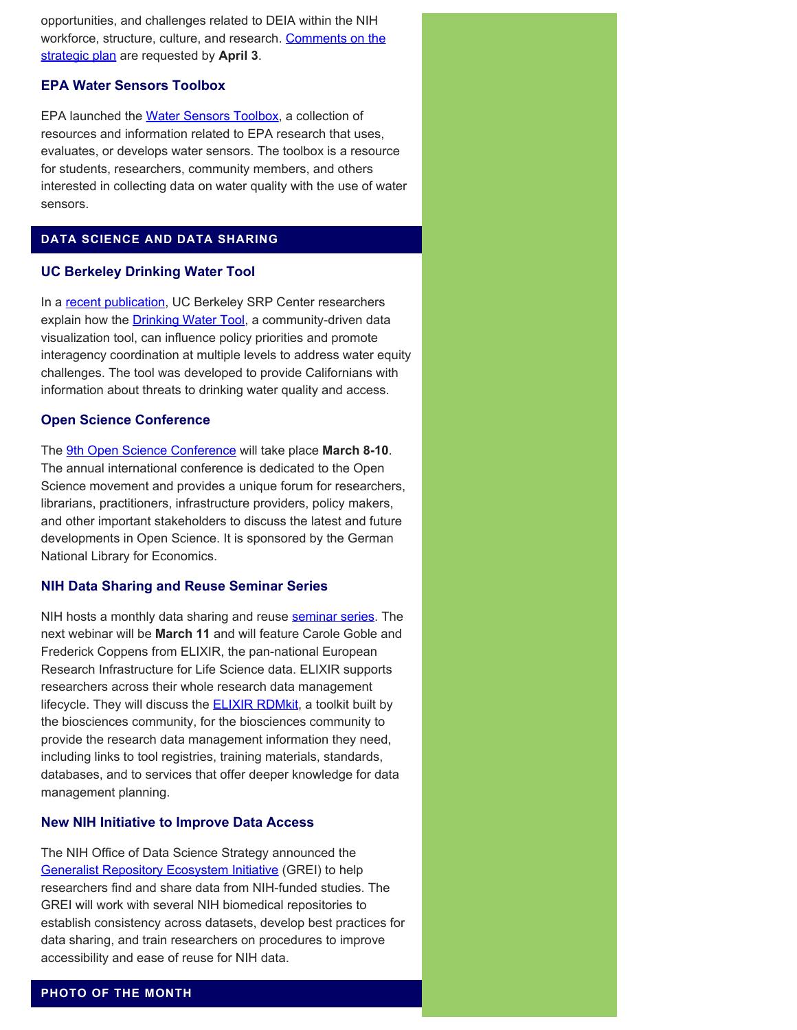opportunities, and challenges related to DEIA within the NIH workforce, structure, culture, and research. Comments on the strategic plan are requested by **April 3**.

### EPA Water Sensors Toolbox

EPA launched the Water Sensors Toolbox, a collection of resources and information related to EPA research that uses, evaluates, or develops water sensors. The toolbox is a resource for students, researchers, community members, and others interested in collecting data on water quality with the use of water sensors.

## DATA SCIENCE AND DATA SHARING

### UC Berkeley Drinking Water Tool

In a recent publication, UC Berkeley SRP Center researchers explain how the Drinking Water Tool, a community-driven data visualization tool, can influence policy priorities and promote interagency coordination at multiple levels to address water equity challenges. The tool was developed to provide Californians with information about threats to drinking water quality and access.

### Open Science Conference

The 9th Open Science Conference will take place **March 8-10**. The annual international conference is dedicated to the Open Science movement and provides a unique forum for researchers, librarians, practitioners, infrastructure providers, policy makers, and other important stakeholders to discuss the latest and future developments in Open Science. It is sponsored by the German National Library for Economics.

### NIH Data Sharing and Reuse Seminar Series

NIH hosts a monthly data sharing and reuse seminar series. The next webinar will be **March 11** and will feature Carole Goble and Frederick Coppens from ELIXIR, the pan-national European Research Infrastructure for Life Science data. ELIXIR supports researchers across their whole research data management lifecycle. They will discuss the ELIXIR RDMkit, a toolkit built by the biosciences community, for the biosciences community to provide the research data management information they need, including links to tool registries, training materials, standards, databases, and to services that offer deeper knowledge for data management planning.

### New NIH Initiative to Improve Data Access

The NIH Office of Data Science Strategy announced the Generalist Repository Ecosystem Initiative (GREI) to help researchers find and share data from NIH-funded studies. The GREI will work with several NIH biomedical repositories to establish consistency across datasets, develop best practices for data sharing, and train researchers on procedures to improve accessibility and ease of reuse for NIH data.

## PHOTO OF THE MONTH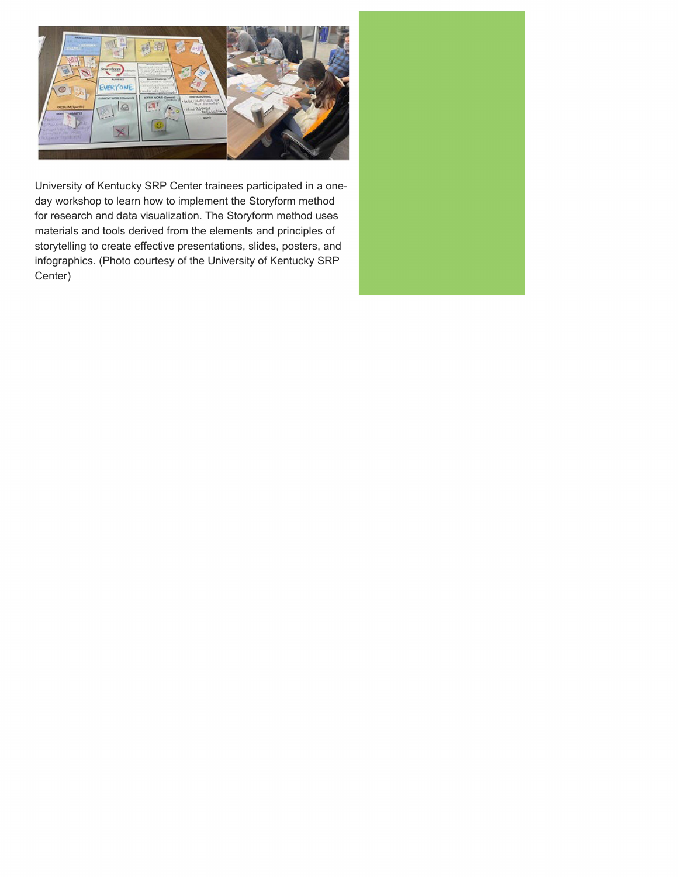University of Kentucky SRP Center trainees participated in a one-day workshop to learn how to implement the Storyform method for research and data visualization. The Storyform method uses materials and tools derived from the elements and principles of storytelling to create effective presentations, slides, posters, and infographics. (Photo courtesy of the University of Kentucky SRP Center)